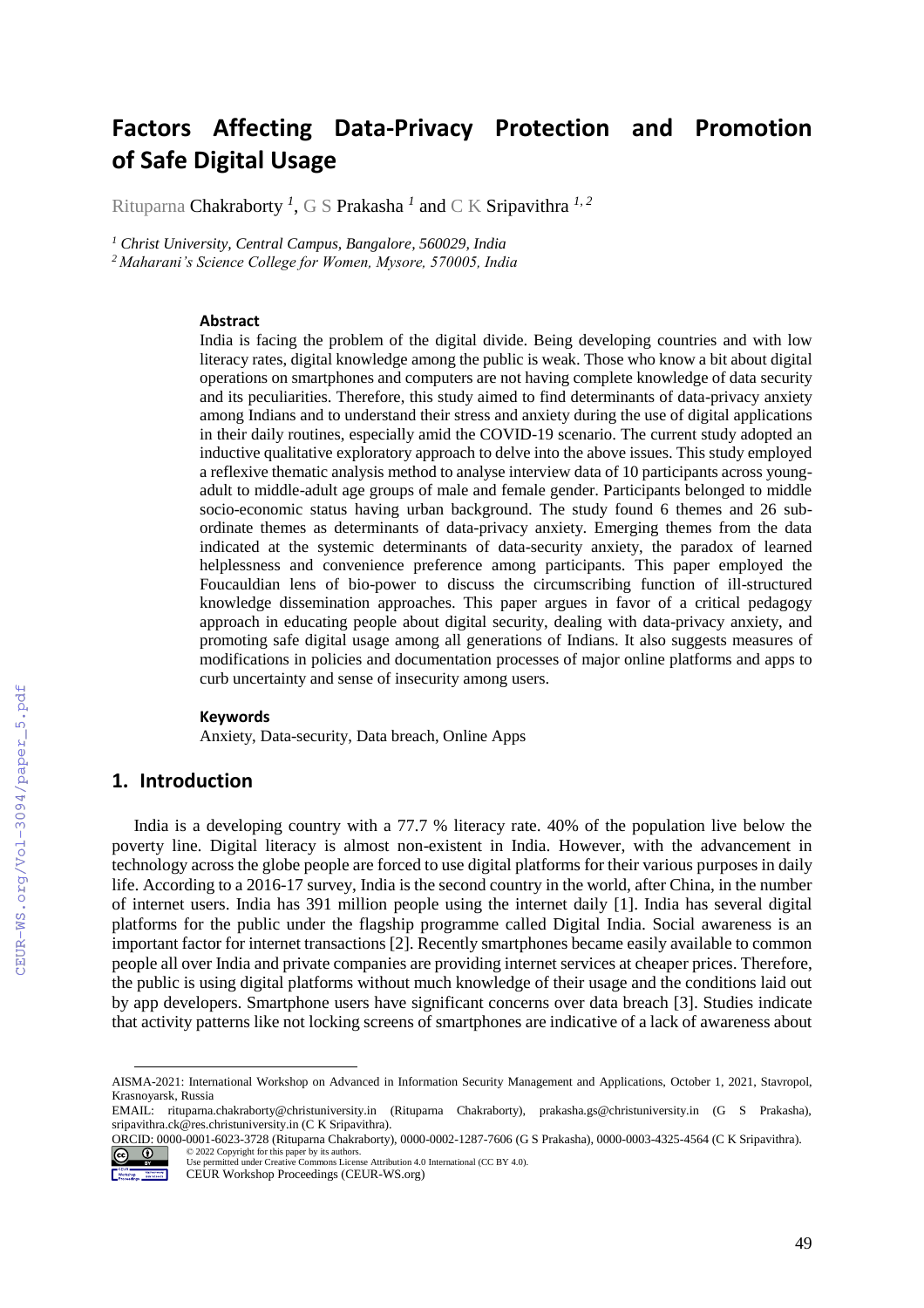# Factors Affecting Data-Privacy Protection and Promotion of Safe Digital Usage

Rituparna Chakraborty [1], G S Prakasha [1] and C K Sripavithra [1, 2]

[1] *Christ University, Central Campus, Bangalore, 560029, India*
[2] *Maharani's Science College for Women, Mysore, 570005, India*

### Abstract

India is facing the problem of the digital divide. Being developing countries and with low literacy rates, digital knowledge among the public is weak. Those who know a bit about digital operations on smartphones and computers are not having complete knowledge of data security and its peculiarities. Therefore, this study aimed to find determinants of data-privacy anxiety among Indians and to understand their stress and anxiety during the use of digital applications in their daily routines, especially amid the COVID-19 scenario. The current study adopted an inductive qualitative exploratory approach to delve into the above issues. This study employed a reflexive thematic analysis method to analyse interview data of 10 participants across young-adult to middle-adult age groups of male and female gender. Participants belonged to middle socio-economic status having urban background. The study found 6 themes and 26 sub-ordinate themes as determinants of data-privacy anxiety. Emerging themes from the data indicated at the systemic determinants of data-security anxiety, the paradox of learned helplessness and convenience preference among participants. This paper employed the Foucauldian lens of bio-power to discuss the circumscribing function of ill-structured knowledge dissemination approaches. This paper argues in favor of a critical pedagogy approach in educating people about digital security, dealing with data-privacy anxiety, and promoting safe digital usage among all generations of Indians. It also suggests measures of modifications in policies and documentation processes of major online platforms and apps to curb uncertainty and sense of insecurity among users.

### Keywords

Anxiety, Data-security, Data breach, Online Apps

## 1. Introduction

India is a developing country with a 77.7 % literacy rate. 40% of the population live below the poverty line. Digital literacy is almost non-existent in India. However, with the advancement in technology across the globe people are forced to use digital platforms for their various purposes in daily life. According to a 2016-17 survey, India is the second country in the world, after China, in the number of internet users. India has 391 million people using the internet daily [1]. India has several digital platforms for the public under the flagship programme called Digital India. Social awareness is an important factor for internet transactions [2]. Recently smartphones became easily available to common people all over India and private companies are providing internet services at cheaper prices. Therefore, the public is using digital platforms without much knowledge of their usage and the conditions laid out by app developers. Smartphone users have significant concerns over data breach [3]. Studies indicate that activity patterns like not locking screens of smartphones are indicative of a lack of awareness about

AISMA-2021: International Workshop on Advanced in Information Security Management and Applications, October 1, 2021, Stavropol, Krasnoyarsk, Russia
EMAIL: rituparna.chakraborty@christuniversity.in (Rituparna Chakraborty), prakasha.gs@christuniversity.in (G S Prakasha), sripavithra.ck@res.christuniversity.in (C K Sripavithra).
ORCID: 0000-0001-6023-3728 (Rituparna Chakraborty), 0000-0002-1287-7606 (G S Prakasha), 0000-0003-4325-4564 (C K Sripavithra).
© 2022 Copyright for this paper by its authors.
Use permitted under Creative Commons License Attribution 4.0 International (CC BY 4.0).
CEUR Workshop Proceedings (CEUR-WS.org)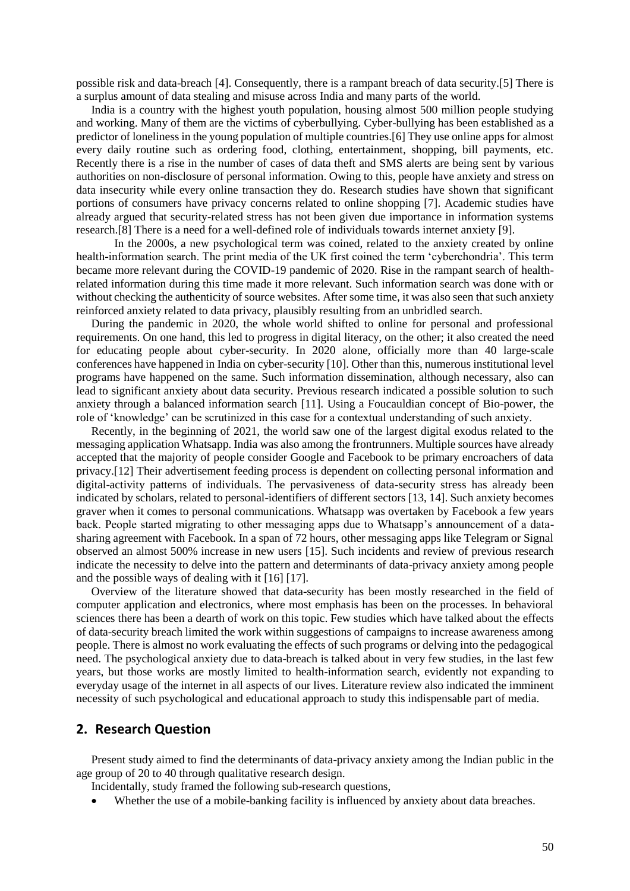possible risk and data-breach [4]. Consequently, there is a rampant breach of data security.[5] There is a surplus amount of data stealing and misuse across India and many parts of the world.

India is a country with the highest youth population, housing almost 500 million people studying and working. Many of them are the victims of cyberbullying. Cyber-bullying has been established as a predictor of loneliness in the young population of multiple countries.[6] They use online apps for almost every daily routine such as ordering food, clothing, entertainment, shopping, bill payments, etc. Recently there is a rise in the number of cases of data theft and SMS alerts are being sent by various authorities on non-disclosure of personal information. Owing to this, people have anxiety and stress on data insecurity while every online transaction they do. Research studies have shown that significant portions of consumers have privacy concerns related to online shopping [7]. Academic studies have already argued that security-related stress has not been given due importance in information systems research.[8] There is a need for a well-defined role of individuals towards internet anxiety [9].

In the 2000s, a new psychological term was coined, related to the anxiety created by online health-information search. The print media of the UK first coined the term 'cyberchondria'. This term became more relevant during the COVID-19 pandemic of 2020. Rise in the rampant search of health-related information during this time made it more relevant. Such information search was done with or without checking the authenticity of source websites. After some time, it was also seen that such anxiety reinforced anxiety related to data privacy, plausibly resulting from an unbridled search.

During the pandemic in 2020, the whole world shifted to online for personal and professional requirements. On one hand, this led to progress in digital literacy, on the other; it also created the need for educating people about cyber-security. In 2020 alone, officially more than 40 large-scale conferences have happened in India on cyber-security [10]. Other than this, numerous institutional level programs have happened on the same. Such information dissemination, although necessary, also can lead to significant anxiety about data security. Previous research indicated a possible solution to such anxiety through a balanced information search [11]. Using a Foucauldian concept of Bio-power, the role of 'knowledge' can be scrutinized in this case for a contextual understanding of such anxiety.

Recently, in the beginning of 2021, the world saw one of the largest digital exodus related to the messaging application Whatsapp. India was also among the frontrunners. Multiple sources have already accepted that the majority of people consider Google and Facebook to be primary encroachers of data privacy.[12] Their advertisement feeding process is dependent on collecting personal information and digital-activity patterns of individuals. The pervasiveness of data-security stress has already been indicated by scholars, related to personal-identifiers of different sectors [13, 14]. Such anxiety becomes graver when it comes to personal communications. Whatsapp was overtaken by Facebook a few years back. People started migrating to other messaging apps due to Whatsapp's announcement of a data-sharing agreement with Facebook. In a span of 72 hours, other messaging apps like Telegram or Signal observed an almost 500% increase in new users [15]. Such incidents and review of previous research indicate the necessity to delve into the pattern and determinants of data-privacy anxiety among people and the possible ways of dealing with it [16] [17].

Overview of the literature showed that data-security has been mostly researched in the field of computer application and electronics, where most emphasis has been on the processes. In behavioral sciences there has been a dearth of work on this topic. Few studies which have talked about the effects of data-security breach limited the work within suggestions of campaigns to increase awareness among people. There is almost no work evaluating the effects of such programs or delving into the pedagogical need. The psychological anxiety due to data-breach is talked about in very few studies, in the last few years, but those works are mostly limited to health-information search, evidently not expanding to everyday usage of the internet in all aspects of our lives. Literature review also indicated the imminent necessity of such psychological and educational approach to study this indispensable part of media.

## 2. Research Question

Present study aimed to find the determinants of data-privacy anxiety among the Indian public in the age group of 20 to 40 through qualitative research design.

Incidentally, study framed the following sub-research questions,

- Whether the use of a mobile-banking facility is influenced by anxiety about data breaches.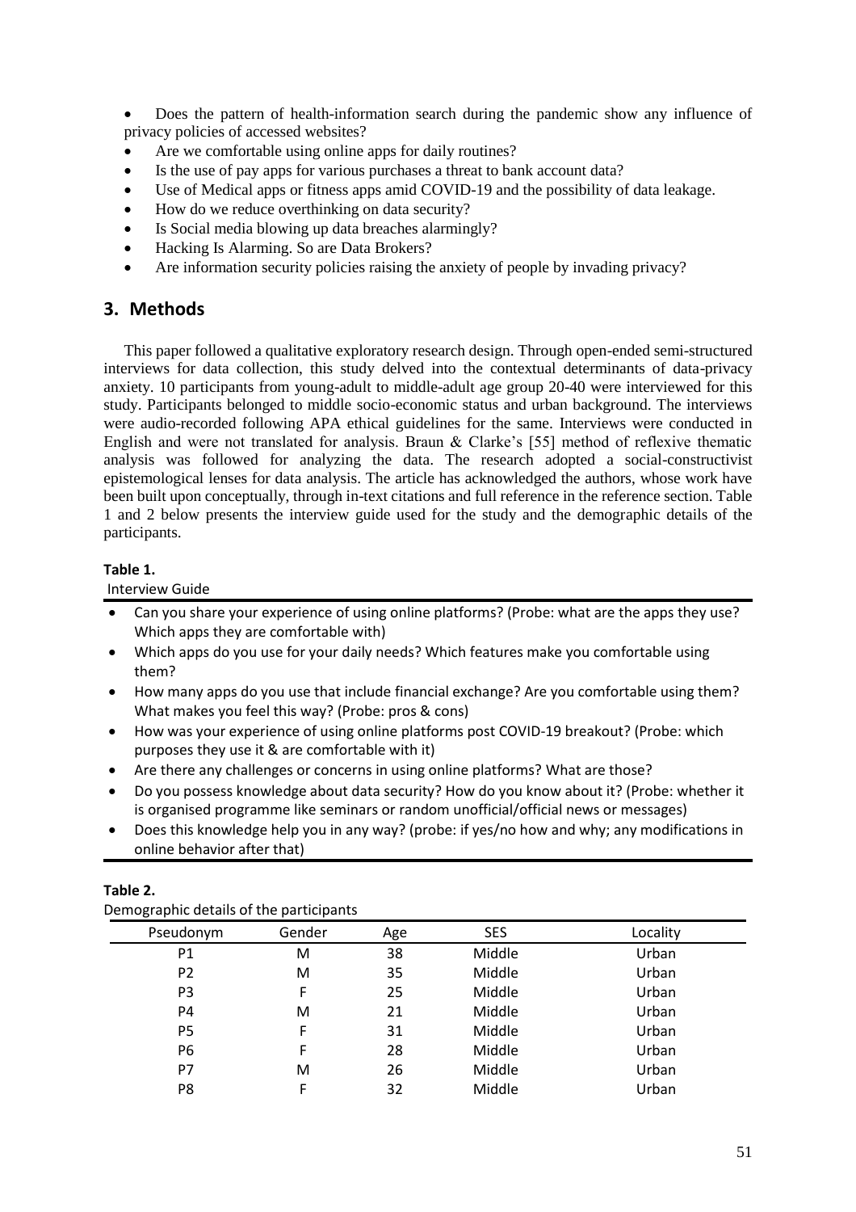- Does the pattern of health-information search during the pandemic show any influence of privacy policies of accessed websites?
- Are we comfortable using online apps for daily routines?
- Is the use of pay apps for various purchases a threat to bank account data?
- Use of Medical apps or fitness apps amid COVID-19 and the possibility of data leakage.
- How do we reduce overthinking on data security?
- Is Social media blowing up data breaches alarmingly?
- Hacking Is Alarming. So are Data Brokers?
- Are information security policies raising the anxiety of people by invading privacy?

## 3. Methods

This paper followed a qualitative exploratory research design. Through open-ended semi-structured interviews for data collection, this study delved into the contextual determinants of data-privacy anxiety. 10 participants from young-adult to middle-adult age group 20-40 were interviewed for this study. Participants belonged to middle socio-economic status and urban background. The interviews were audio-recorded following APA ethical guidelines for the same. Interviews were conducted in English and were not translated for analysis. Braun & Clarke's [55] method of reflexive thematic analysis was followed for analyzing the data. The research adopted a social-constructivist epistemological lenses for data analysis. The article has acknowledged the authors, whose work have been built upon conceptually, through in-text citations and full reference in the reference section. Table 1 and 2 below presents the interview guide used for the study and the demographic details of the participants.

**Table 1.**

Interview Guide

- Can you share your experience of using online platforms? (Probe: what are the apps they use? Which apps they are comfortable with)
- Which apps do you use for your daily needs? Which features make you comfortable using them?
- How many apps do you use that include financial exchange? Are you comfortable using them? What makes you feel this way? (Probe: pros & cons)
- How was your experience of using online platforms post COVID-19 breakout? (Probe: which purposes they use it & are comfortable with it)
- Are there any challenges or concerns in using online platforms? What are those?
- Do you possess knowledge about data security? How do you know about it? (Probe: whether it is organised programme like seminars or random unofficial/official news or messages)
- Does this knowledge help you in any way? (probe: if yes/no how and why; any modifications in online behavior after that)

**Table 2.**

Demographic details of the participants

| Pseudonym | Gender | Age | SES | Locality |
|---|---|---|---|---|
| P1 | M | 38 | Middle | Urban |
| P2 | M | 35 | Middle | Urban |
| P3 | F | 25 | Middle | Urban |
| P4 | M | 21 | Middle | Urban |
| P5 | F | 31 | Middle | Urban |
| P6 | F | 28 | Middle | Urban |
| P7 | M | 26 | Middle | Urban |
| P8 | F | 32 | Middle | Urban |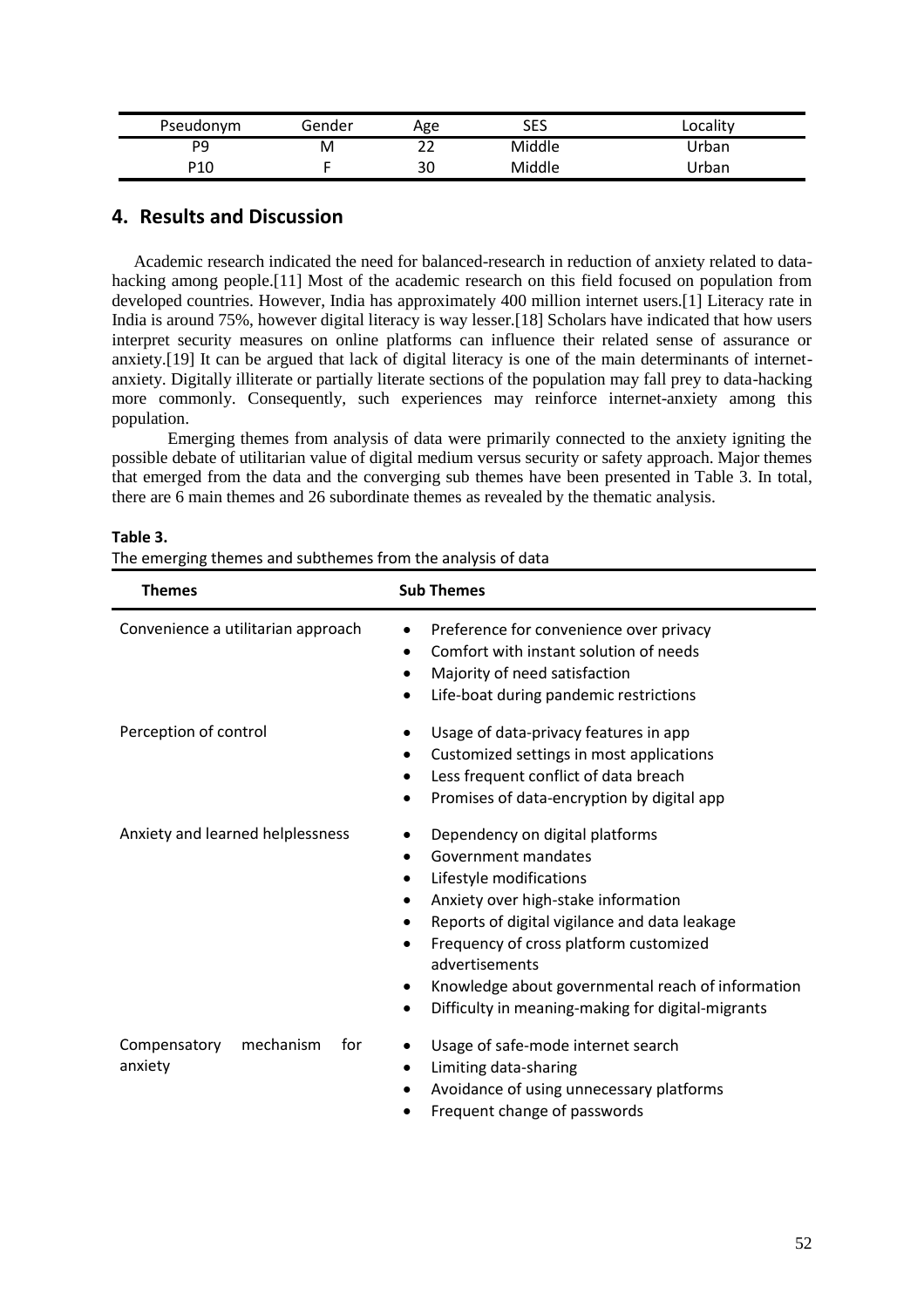| Pseudonym | Gender | Age | SES | Locality |
|---|---|---|---|---|
| P9 | M | 22 | Middle | Urban |
| P10 | F | 30 | Middle | Urban |

## 4. Results and Discussion

Academic research indicated the need for balanced-research in reduction of anxiety related to data-hacking among people.[11] Most of the academic research on this field focused on population from developed countries. However, India has approximately 400 million internet users.[1] Literacy rate in India is around 75%, however digital literacy is way lesser.[18] Scholars have indicated that how users interpret security measures on online platforms can influence their related sense of assurance or anxiety.[19] It can be argued that lack of digital literacy is one of the main determinants of internet-anxiety. Digitally illiterate or partially literate sections of the population may fall prey to data-hacking more commonly. Consequently, such experiences may reinforce internet-anxiety among this population.

Emerging themes from analysis of data were primarily connected to the anxiety igniting the possible debate of utilitarian value of digital medium versus security or safety approach. Major themes that emerged from the data and the converging sub themes have been presented in Table 3. In total, there are 6 main themes and 26 subordinate themes as revealed by the thematic analysis.

**Table 3.**
The emerging themes and subthemes from the analysis of data

| Themes | Sub Themes |
|---|---|
| Convenience a utilitarian approach | • Preference for convenience over privacy<br>• Comfort with instant solution of needs<br>• Majority of need satisfaction<br>• Life-boat during pandemic restrictions |
| Perception of control | • Usage of data-privacy features in app<br>• Customized settings in most applications<br>• Less frequent conflict of data breach<br>• Promises of data-encryption by digital app |
| Anxiety and learned helplessness | • Dependency on digital platforms<br>• Government mandates<br>• Lifestyle modifications<br>• Anxiety over high-stake information<br>• Reports of digital vigilance and data leakage<br>• Frequency of cross platform customized advertisements<br>• Knowledge about governmental reach of information<br>• Difficulty in meaning-making for digital-migrants |
| Compensatory mechanism for anxiety | • Usage of safe-mode internet search<br>• Limiting data-sharing<br>• Avoidance of using unnecessary platforms<br>• Frequent change of passwords |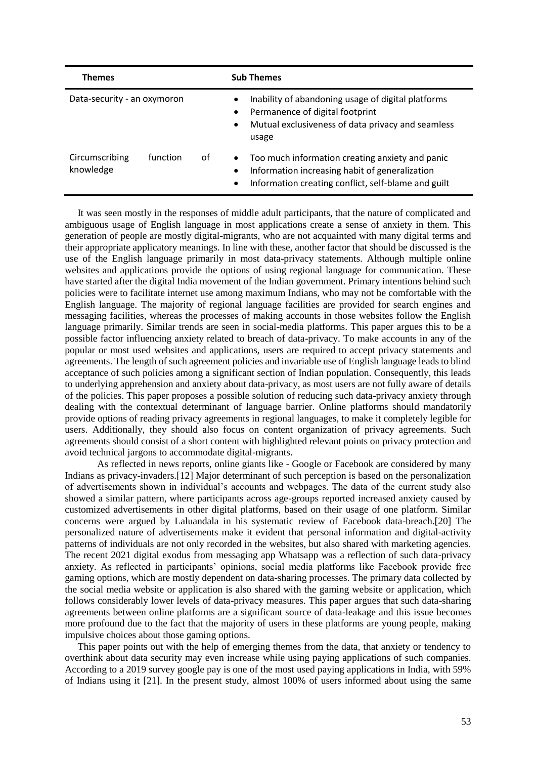| Themes | Sub Themes |
|---|---|
| Data-security - an oxymoron | • Inability of abandoning usage of digital platforms<br>• Permanence of digital footprint<br>• Mutual exclusiveness of data privacy and seamless usage |
| Circumscribing function of knowledge | • Too much information creating anxiety and panic<br>• Information increasing habit of generalization<br>• Information creating conflict, self-blame and guilt |

It was seen mostly in the responses of middle adult participants, that the nature of complicated and ambiguous usage of English language in most applications create a sense of anxiety in them. This generation of people are mostly digital-migrants, who are not acquainted with many digital terms and their appropriate applicatory meanings. In line with these, another factor that should be discussed is the use of the English language primarily in most data-privacy statements. Although multiple online websites and applications provide the options of using regional language for communication. These have started after the digital India movement of the Indian government. Primary intentions behind such policies were to facilitate internet use among maximum Indians, who may not be comfortable with the English language. The majority of regional language facilities are provided for search engines and messaging facilities, whereas the processes of making accounts in those websites follow the English language primarily. Similar trends are seen in social-media platforms. This paper argues this to be a possible factor influencing anxiety related to breach of data-privacy. To make accounts in any of the popular or most used websites and applications, users are required to accept privacy statements and agreements. The length of such agreement policies and invariable use of English language leads to blind acceptance of such policies among a significant section of Indian population. Consequently, this leads to underlying apprehension and anxiety about data-privacy, as most users are not fully aware of details of the policies. This paper proposes a possible solution of reducing such data-privacy anxiety through dealing with the contextual determinant of language barrier. Online platforms should mandatorily provide options of reading privacy agreements in regional languages, to make it completely legible for users. Additionally, they should also focus on content organization of privacy agreements. Such agreements should consist of a short content with highlighted relevant points on privacy protection and avoid technical jargons to accommodate digital-migrants.

As reflected in news reports, online giants like - Google or Facebook are considered by many Indians as privacy-invaders.[12] Major determinant of such perception is based on the personalization of advertisements shown in individual's accounts and webpages. The data of the current study also showed a similar pattern, where participants across age-groups reported increased anxiety caused by customized advertisements in other digital platforms, based on their usage of one platform. Similar concerns were argued by Laluandala in his systematic review of Facebook data-breach.[20] The personalized nature of advertisements make it evident that personal information and digital-activity patterns of individuals are not only recorded in the websites, but also shared with marketing agencies. The recent 2021 digital exodus from messaging app Whatsapp was a reflection of such data-privacy anxiety. As reflected in participants' opinions, social media platforms like Facebook provide free gaming options, which are mostly dependent on data-sharing processes. The primary data collected by the social media website or application is also shared with the gaming website or application, which follows considerably lower levels of data-privacy measures. This paper argues that such data-sharing agreements between online platforms are a significant source of data-leakage and this issue becomes more profound due to the fact that the majority of users in these platforms are young people, making impulsive choices about those gaming options.

This paper points out with the help of emerging themes from the data, that anxiety or tendency to overthink about data security may even increase while using paying applications of such companies. According to a 2019 survey google pay is one of the most used paying applications in India, with 59% of Indians using it [21]. In the present study, almost 100% of users informed about using the same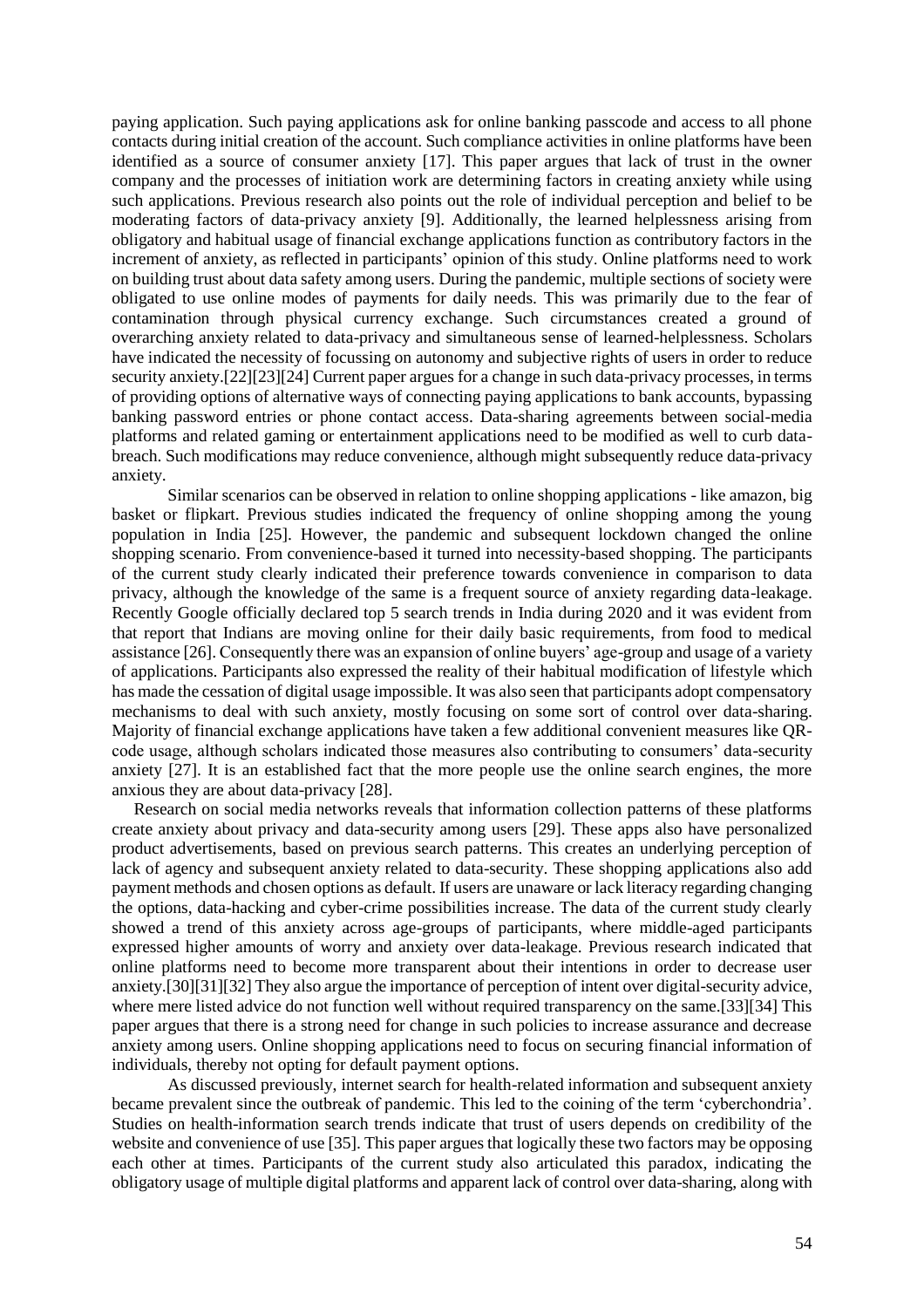paying application. Such paying applications ask for online banking passcode and access to all phone contacts during initial creation of the account. Such compliance activities in online platforms have been identified as a source of consumer anxiety [17]. This paper argues that lack of trust in the owner company and the processes of initiation work are determining factors in creating anxiety while using such applications. Previous research also points out the role of individual perception and belief to be moderating factors of data-privacy anxiety [9]. Additionally, the learned helplessness arising from obligatory and habitual usage of financial exchange applications function as contributory factors in the increment of anxiety, as reflected in participants' opinion of this study. Online platforms need to work on building trust about data safety among users. During the pandemic, multiple sections of society were obligated to use online modes of payments for daily needs. This was primarily due to the fear of contamination through physical currency exchange. Such circumstances created a ground of overarching anxiety related to data-privacy and simultaneous sense of learned-helplessness. Scholars have indicated the necessity of focussing on autonomy and subjective rights of users in order to reduce security anxiety.[22][23][24] Current paper argues for a change in such data-privacy processes, in terms of providing options of alternative ways of connecting paying applications to bank accounts, bypassing banking password entries or phone contact access. Data-sharing agreements between social-media platforms and related gaming or entertainment applications need to be modified as well to curb data-breach. Such modifications may reduce convenience, although might subsequently reduce data-privacy anxiety.

Similar scenarios can be observed in relation to online shopping applications - like amazon, big basket or flipkart. Previous studies indicated the frequency of online shopping among the young population in India [25]. However, the pandemic and subsequent lockdown changed the online shopping scenario. From convenience-based it turned into necessity-based shopping. The participants of the current study clearly indicated their preference towards convenience in comparison to data privacy, although the knowledge of the same is a frequent source of anxiety regarding data-leakage. Recently Google officially declared top 5 search trends in India during 2020 and it was evident from that report that Indians are moving online for their daily basic requirements, from food to medical assistance [26]. Consequently there was an expansion of online buyers' age-group and usage of a variety of applications. Participants also expressed the reality of their habitual modification of lifestyle which has made the cessation of digital usage impossible. It was also seen that participants adopt compensatory mechanisms to deal with such anxiety, mostly focusing on some sort of control over data-sharing. Majority of financial exchange applications have taken a few additional convenient measures like QR-code usage, although scholars indicated those measures also contributing to consumers' data-security anxiety [27]. It is an established fact that the more people use the online search engines, the more anxious they are about data-privacy [28].

Research on social media networks reveals that information collection patterns of these platforms create anxiety about privacy and data-security among users [29]. These apps also have personalized product advertisements, based on previous search patterns. This creates an underlying perception of lack of agency and subsequent anxiety related to data-security. These shopping applications also add payment methods and chosen options as default. If users are unaware or lack literacy regarding changing the options, data-hacking and cyber-crime possibilities increase. The data of the current study clearly showed a trend of this anxiety across age-groups of participants, where middle-aged participants expressed higher amounts of worry and anxiety over data-leakage. Previous research indicated that online platforms need to become more transparent about their intentions in order to decrease user anxiety.[30][31][32] They also argue the importance of perception of intent over digital-security advice, where mere listed advice do not function well without required transparency on the same.[33][34] This paper argues that there is a strong need for change in such policies to increase assurance and decrease anxiety among users. Online shopping applications need to focus on securing financial information of individuals, thereby not opting for default payment options.

As discussed previously, internet search for health-related information and subsequent anxiety became prevalent since the outbreak of pandemic. This led to the coining of the term 'cyberchondria'. Studies on health-information search trends indicate that trust of users depends on credibility of the website and convenience of use [35]. This paper argues that logically these two factors may be opposing each other at times. Participants of the current study also articulated this paradox, indicating the obligatory usage of multiple digital platforms and apparent lack of control over data-sharing, along with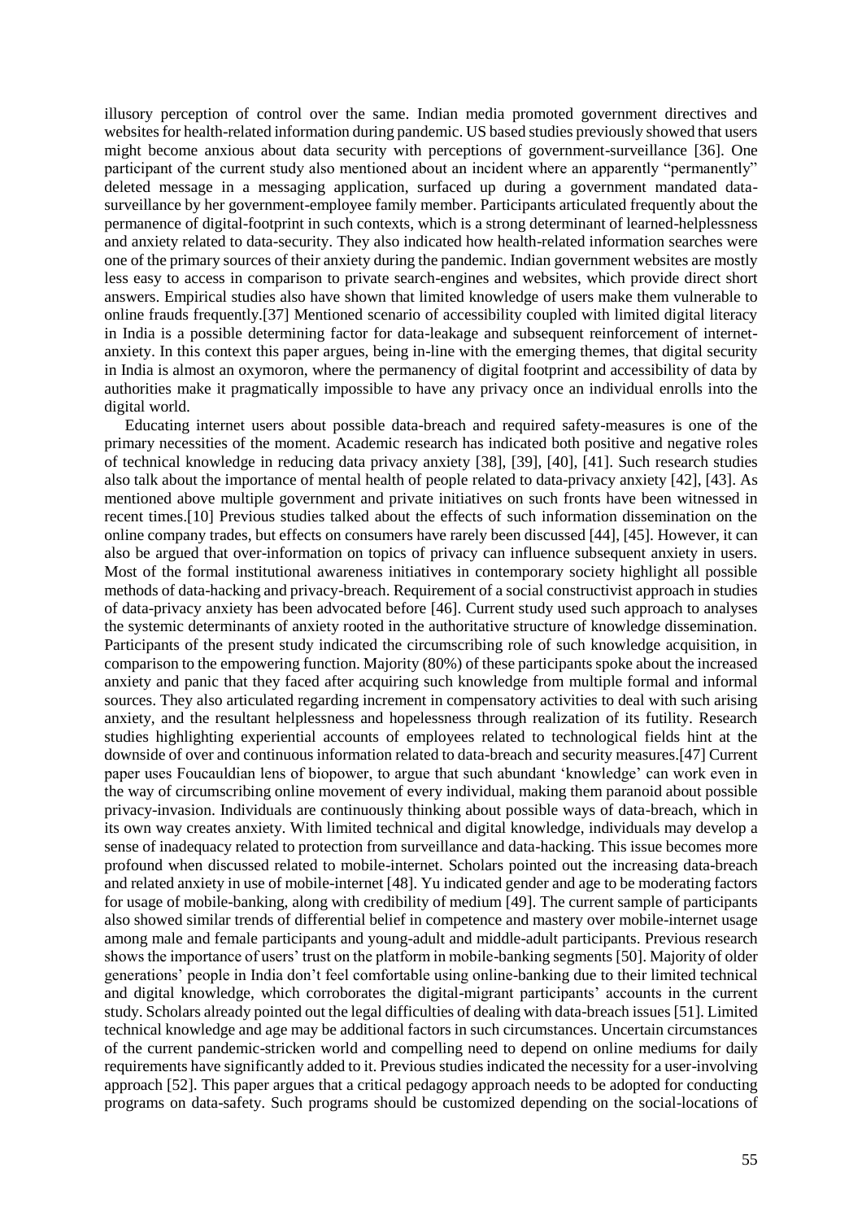illusory perception of control over the same. Indian media promoted government directives and websites for health-related information during pandemic. US based studies previously showed that users might become anxious about data security with perceptions of government-surveillance [36]. One participant of the current study also mentioned about an incident where an apparently "permanently" deleted message in a messaging application, surfaced up during a government mandated data-surveillance by her government-employee family member. Participants articulated frequently about the permanence of digital-footprint in such contexts, which is a strong determinant of learned-helplessness and anxiety related to data-security. They also indicated how health-related information searches were one of the primary sources of their anxiety during the pandemic. Indian government websites are mostly less easy to access in comparison to private search-engines and websites, which provide direct short answers. Empirical studies also have shown that limited knowledge of users make them vulnerable to online frauds frequently.[37] Mentioned scenario of accessibility coupled with limited digital literacy in India is a possible determining factor for data-leakage and subsequent reinforcement of internet-anxiety. In this context this paper argues, being in-line with the emerging themes, that digital security in India is almost an oxymoron, where the permanency of digital footprint and accessibility of data by authorities make it pragmatically impossible to have any privacy once an individual enrolls into the digital world.

Educating internet users about possible data-breach and required safety-measures is one of the primary necessities of the moment. Academic research has indicated both positive and negative roles of technical knowledge in reducing data privacy anxiety [38], [39], [40], [41]. Such research studies also talk about the importance of mental health of people related to data-privacy anxiety [42], [43]. As mentioned above multiple government and private initiatives on such fronts have been witnessed in recent times.[10] Previous studies talked about the effects of such information dissemination on the online company trades, but effects on consumers have rarely been discussed [44], [45]. However, it can also be argued that over-information on topics of privacy can influence subsequent anxiety in users. Most of the formal institutional awareness initiatives in contemporary society highlight all possible methods of data-hacking and privacy-breach. Requirement of a social constructivist approach in studies of data-privacy anxiety has been advocated before [46]. Current study used such approach to analyses the systemic determinants of anxiety rooted in the authoritative structure of knowledge dissemination. Participants of the present study indicated the circumscribing role of such knowledge acquisition, in comparison to the empowering function. Majority (80%) of these participants spoke about the increased anxiety and panic that they faced after acquiring such knowledge from multiple formal and informal sources. They also articulated regarding increment in compensatory activities to deal with such arising anxiety, and the resultant helplessness and hopelessness through realization of its futility. Research studies highlighting experiential accounts of employees related to technological fields hint at the downside of over and continuous information related to data-breach and security measures.[47] Current paper uses Foucauldian lens of biopower, to argue that such abundant 'knowledge' can work even in the way of circumscribing online movement of every individual, making them paranoid about possible privacy-invasion. Individuals are continuously thinking about possible ways of data-breach, which in its own way creates anxiety. With limited technical and digital knowledge, individuals may develop a sense of inadequacy related to protection from surveillance and data-hacking. This issue becomes more profound when discussed related to mobile-internet. Scholars pointed out the increasing data-breach and related anxiety in use of mobile-internet [48]. Yu indicated gender and age to be moderating factors for usage of mobile-banking, along with credibility of medium [49]. The current sample of participants also showed similar trends of differential belief in competence and mastery over mobile-internet usage among male and female participants and young-adult and middle-adult participants. Previous research shows the importance of users' trust on the platform in mobile-banking segments [50]. Majority of older generations' people in India don't feel comfortable using online-banking due to their limited technical and digital knowledge, which corroborates the digital-migrant participants' accounts in the current study. Scholars already pointed out the legal difficulties of dealing with data-breach issues [51]. Limited technical knowledge and age may be additional factors in such circumstances. Uncertain circumstances of the current pandemic-stricken world and compelling need to depend on online mediums for daily requirements have significantly added to it. Previous studies indicated the necessity for a user-involving approach [52]. This paper argues that a critical pedagogy approach needs to be adopted for conducting programs on data-safety. Such programs should be customized depending on the social-locations of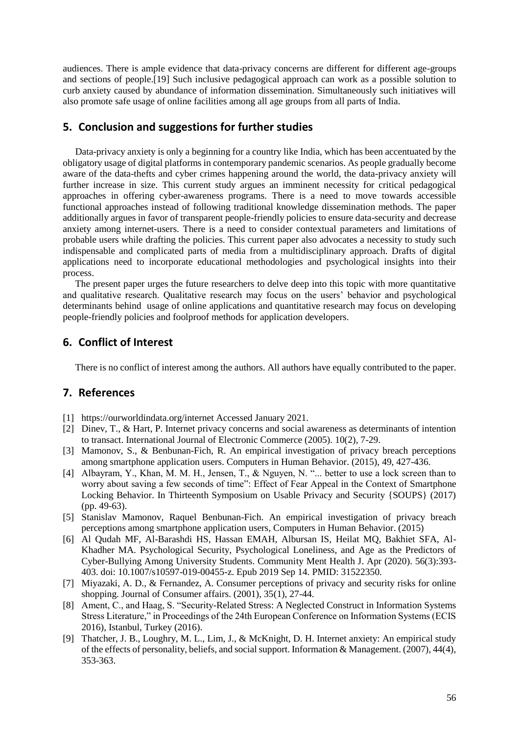audiences. There is ample evidence that data-privacy concerns are different for different age-groups and sections of people.[19] Such inclusive pedagogical approach can work as a possible solution to curb anxiety caused by abundance of information dissemination. Simultaneously such initiatives will also promote safe usage of online facilities among all age groups from all parts of India.

## 5. Conclusion and suggestions for further studies

Data-privacy anxiety is only a beginning for a country like India, which has been accentuated by the obligatory usage of digital platforms in contemporary pandemic scenarios. As people gradually become aware of the data-thefts and cyber crimes happening around the world, the data-privacy anxiety will further increase in size. This current study argues an imminent necessity for critical pedagogical approaches in offering cyber-awareness programs. There is a need to move towards accessible functional approaches instead of following traditional knowledge dissemination methods. The paper additionally argues in favor of transparent people-friendly policies to ensure data-security and decrease anxiety among internet-users. There is a need to consider contextual parameters and limitations of probable users while drafting the policies. This current paper also advocates a necessity to study such indispensable and complicated parts of media from a multidisciplinary approach. Drafts of digital applications need to incorporate educational methodologies and psychological insights into their process.

The present paper urges the future researchers to delve deep into this topic with more quantitative and qualitative research. Qualitative research may focus on the users' behavior and psychological determinants behind usage of online applications and quantitative research may focus on developing people-friendly policies and foolproof methods for application developers.

## 6. Conflict of Interest

There is no conflict of interest among the authors. All authors have equally contributed to the paper.

## 7. References

[1] https://ourworldindata.org/internet Accessed January 2021.

[2] Dinev, T., & Hart, P. Internet privacy concerns and social awareness as determinants of intention to transact. International Journal of Electronic Commerce (2005). 10(2), 7-29.

[3] Mamonov, S., & Benbunan-Fich, R. An empirical investigation of privacy breach perceptions among smartphone application users. Computers in Human Behavior. (2015), 49, 427-436.

[4] Albayram, Y., Khan, M. M. H., Jensen, T., & Nguyen, N. "... better to use a lock screen than to worry about saving a few seconds of time": Effect of Fear Appeal in the Context of Smartphone Locking Behavior. In Thirteenth Symposium on Usable Privacy and Security {SOUPS} (2017) (pp. 49-63).

[5] Stanislav Mamonov, Raquel Benbunan-Fich. An empirical investigation of privacy breach perceptions among smartphone application users, Computers in Human Behavior. (2015)

[6] Al Qudah MF, Al-Barashdi HS, Hassan EMAH, Albursan IS, Heilat MQ, Bakhiet SFA, Al-Khadher MA. Psychological Security, Psychological Loneliness, and Age as the Predictors of Cyber-Bullying Among University Students. Community Ment Health J. Apr (2020). 56(3):393-403. doi: 10.1007/s10597-019-00455-z. Epub 2019 Sep 14. PMID: 31522350.

[7] Miyazaki, A. D., & Fernandez, A. Consumer perceptions of privacy and security risks for online shopping. Journal of Consumer affairs. (2001), 35(1), 27-44.

[8] Ament, C., and Haag, S. "Security-Related Stress: A Neglected Construct in Information Systems Stress Literature," in Proceedings of the 24th European Conference on Information Systems (ECIS 2016), Istanbul, Turkey (2016).

[9] Thatcher, J. B., Loughry, M. L., Lim, J., & McKnight, D. H. Internet anxiety: An empirical study of the effects of personality, beliefs, and social support. Information & Management. (2007), 44(4), 353-363.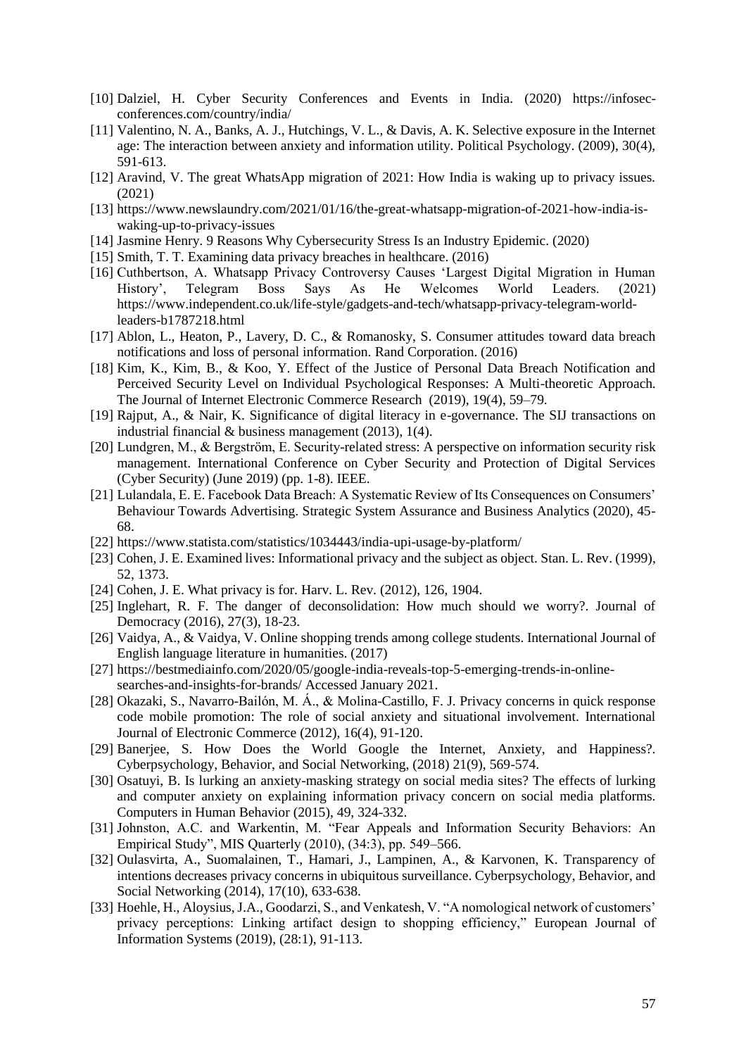- [10] Dalziel, H. Cyber Security Conferences and Events in India. (2020) https://infosec-conferences.com/country/india/
- [11] Valentino, N. A., Banks, A. J., Hutchings, V. L., & Davis, A. K. Selective exposure in the Internet age: The interaction between anxiety and information utility. Political Psychology. (2009), 30(4), 591-613.
- [12] Aravind, V. The great WhatsApp migration of 2021: How India is waking up to privacy issues. (2021)
- [13] https://www.newslaundry.com/2021/01/16/the-great-whatsapp-migration-of-2021-how-india-is-waking-up-to-privacy-issues
- [14] Jasmine Henry. 9 Reasons Why Cybersecurity Stress Is an Industry Epidemic. (2020)
- [15] Smith, T. T. Examining data privacy breaches in healthcare. (2016)
- [16] Cuthbertson, A. Whatsapp Privacy Controversy Causes 'Largest Digital Migration in Human History', Telegram Boss Says As He Welcomes World Leaders. (2021) https://www.independent.co.uk/life-style/gadgets-and-tech/whatsapp-privacy-telegram-world-leaders-b1787218.html
- [17] Ablon, L., Heaton, P., Lavery, D. C., & Romanosky, S. Consumer attitudes toward data breach notifications and loss of personal information. Rand Corporation. (2016)
- [18] Kim, K., Kim, B., & Koo, Y. Effect of the Justice of Personal Data Breach Notification and Perceived Security Level on Individual Psychological Responses: A Multi-theoretic Approach. The Journal of Internet Electronic Commerce Research (2019), 19(4), 59–79.
- [19] Rajput, A., & Nair, K. Significance of digital literacy in e-governance. The SIJ transactions on industrial financial & business management (2013), 1(4).
- [20] Lundgren, M., & Bergström, E. Security-related stress: A perspective on information security risk management. International Conference on Cyber Security and Protection of Digital Services (Cyber Security) (June 2019) (pp. 1-8). IEEE.
- [21] Lulandala, E. E. Facebook Data Breach: A Systematic Review of Its Consequences on Consumers' Behaviour Towards Advertising. Strategic System Assurance and Business Analytics (2020), 45-68.
- [22] https://www.statista.com/statistics/1034443/india-upi-usage-by-platform/
- [23] Cohen, J. E. Examined lives: Informational privacy and the subject as object. Stan. L. Rev. (1999), 52, 1373.
- [24] Cohen, J. E. What privacy is for. Harv. L. Rev. (2012), 126, 1904.
- [25] Inglehart, R. F. The danger of deconsolidation: How much should we worry?. Journal of Democracy (2016), 27(3), 18-23.
- [26] Vaidya, A., & Vaidya, V. Online shopping trends among college students. International Journal of English language literature in humanities. (2017)
- [27] https://bestmediainfo.com/2020/05/google-india-reveals-top-5-emerging-trends-in-online-searches-and-insights-for-brands/ Accessed January 2021.
- [28] Okazaki, S., Navarro-Bailón, M. Á., & Molina-Castillo, F. J. Privacy concerns in quick response code mobile promotion: The role of social anxiety and situational involvement. International Journal of Electronic Commerce (2012), 16(4), 91-120.
- [29] Banerjee, S. How Does the World Google the Internet, Anxiety, and Happiness?. Cyberpsychology, Behavior, and Social Networking, (2018) 21(9), 569-574.
- [30] Osatuyi, B. Is lurking an anxiety-masking strategy on social media sites? The effects of lurking and computer anxiety on explaining information privacy concern on social media platforms. Computers in Human Behavior (2015), 49, 324-332.
- [31] Johnston, A.C. and Warkentin, M. "Fear Appeals and Information Security Behaviors: An Empirical Study", MIS Quarterly (2010), (34:3), pp. 549–566.
- [32] Oulasvirta, A., Suomalainen, T., Hamari, J., Lampinen, A., & Karvonen, K. Transparency of intentions decreases privacy concerns in ubiquitous surveillance. Cyberpsychology, Behavior, and Social Networking (2014), 17(10), 633-638.
- [33] Hoehle, H., Aloysius, J.A., Goodarzi, S., and Venkatesh, V. "A nomological network of customers' privacy perceptions: Linking artifact design to shopping efficiency," European Journal of Information Systems (2019), (28:1), 91-113.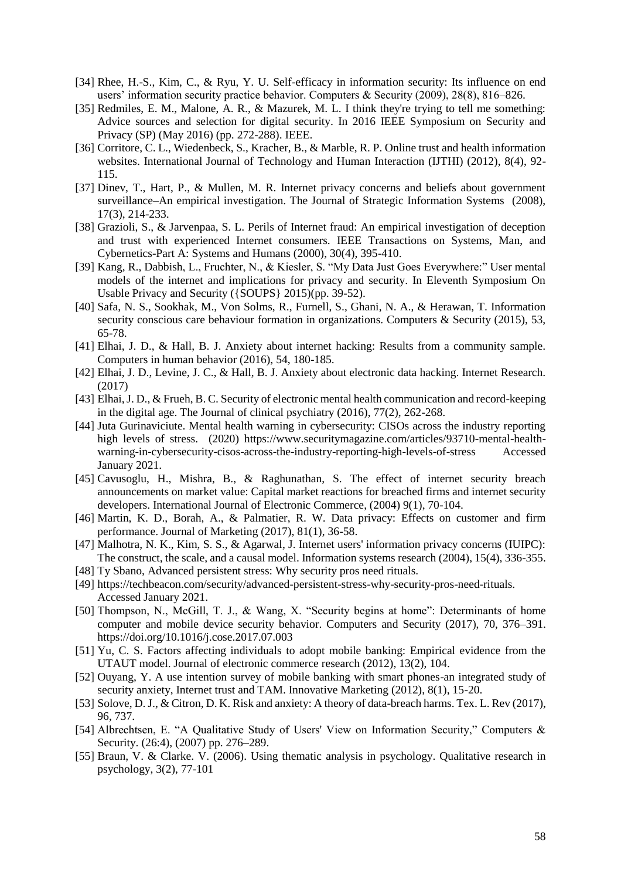[34] Rhee, H.-S., Kim, C., & Ryu, Y. U. Self-efficacy in information security: Its influence on end users' information security practice behavior. Computers & Security (2009), 28(8), 816–826.

[35] Redmiles, E. M., Malone, A. R., & Mazurek, M. L. I think they're trying to tell me something: Advice sources and selection for digital security. In 2016 IEEE Symposium on Security and Privacy (SP) (May 2016) (pp. 272-288). IEEE.

[36] Corritore, C. L., Wiedenbeck, S., Kracher, B., & Marble, R. P. Online trust and health information websites. International Journal of Technology and Human Interaction (IJTHI) (2012), 8(4), 92-115.

[37] Dinev, T., Hart, P., & Mullen, M. R. Internet privacy concerns and beliefs about government surveillance–An empirical investigation. The Journal of Strategic Information Systems (2008), 17(3), 214-233.

[38] Grazioli, S., & Jarvenpaa, S. L. Perils of Internet fraud: An empirical investigation of deception and trust with experienced Internet consumers. IEEE Transactions on Systems, Man, and Cybernetics-Part A: Systems and Humans (2000), 30(4), 395-410.

[39] Kang, R., Dabbish, L., Fruchter, N., & Kiesler, S. "My Data Just Goes Everywhere:" User mental models of the internet and implications for privacy and security. In Eleventh Symposium On Usable Privacy and Security ({SOUPS} 2015)(pp. 39-52).

[40] Safa, N. S., Sookhak, M., Von Solms, R., Furnell, S., Ghani, N. A., & Herawan, T. Information security conscious care behaviour formation in organizations. Computers & Security (2015), 53, 65-78.

[41] Elhai, J. D., & Hall, B. J. Anxiety about internet hacking: Results from a community sample. Computers in human behavior (2016), 54, 180-185.

[42] Elhai, J. D., Levine, J. C., & Hall, B. J. Anxiety about electronic data hacking. Internet Research. (2017)

[43] Elhai, J. D., & Frueh, B. C. Security of electronic mental health communication and record-keeping in the digital age. The Journal of clinical psychiatry (2016), 77(2), 262-268.

[44] Juta Gurinaviciute. Mental health warning in cybersecurity: CISOs across the industry reporting high levels of stress. (2020) https://www.securitymagazine.com/articles/93710-mental-health-warning-in-cybersecurity-cisos-across-the-industry-reporting-high-levels-of-stress Accessed January 2021.

[45] Cavusoglu, H., Mishra, B., & Raghunathan, S. The effect of internet security breach announcements on market value: Capital market reactions for breached firms and internet security developers. International Journal of Electronic Commerce, (2004) 9(1), 70-104.

[46] Martin, K. D., Borah, A., & Palmatier, R. W. Data privacy: Effects on customer and firm performance. Journal of Marketing (2017), 81(1), 36-58.

[47] Malhotra, N. K., Kim, S. S., & Agarwal, J. Internet users' information privacy concerns (IUIPC): The construct, the scale, and a causal model. Information systems research (2004), 15(4), 336-355.

[48] Ty Sbano, Advanced persistent stress: Why security pros need rituals.

[49] https://techbeacon.com/security/advanced-persistent-stress-why-security-pros-need-rituals. Accessed January 2021.

[50] Thompson, N., McGill, T. J., & Wang, X. "Security begins at home": Determinants of home computer and mobile device security behavior. Computers and Security (2017), 70, 376–391. https://doi.org/10.1016/j.cose.2017.07.003

[51] Yu, C. S. Factors affecting individuals to adopt mobile banking: Empirical evidence from the UTAUT model. Journal of electronic commerce research (2012), 13(2), 104.

[52] Ouyang, Y. A use intention survey of mobile banking with smart phones-an integrated study of security anxiety, Internet trust and TAM. Innovative Marketing (2012), 8(1), 15-20.

[53] Solove, D. J., & Citron, D. K. Risk and anxiety: A theory of data-breach harms. Tex. L. Rev (2017), 96, 737.

[54] Albrechtsen, E. "A Qualitative Study of Users' View on Information Security," Computers & Security. (26:4), (2007) pp. 276–289.

[55] Braun, V. & Clarke. V. (2006). Using thematic analysis in psychology. Qualitative research in psychology, 3(2), 77-101